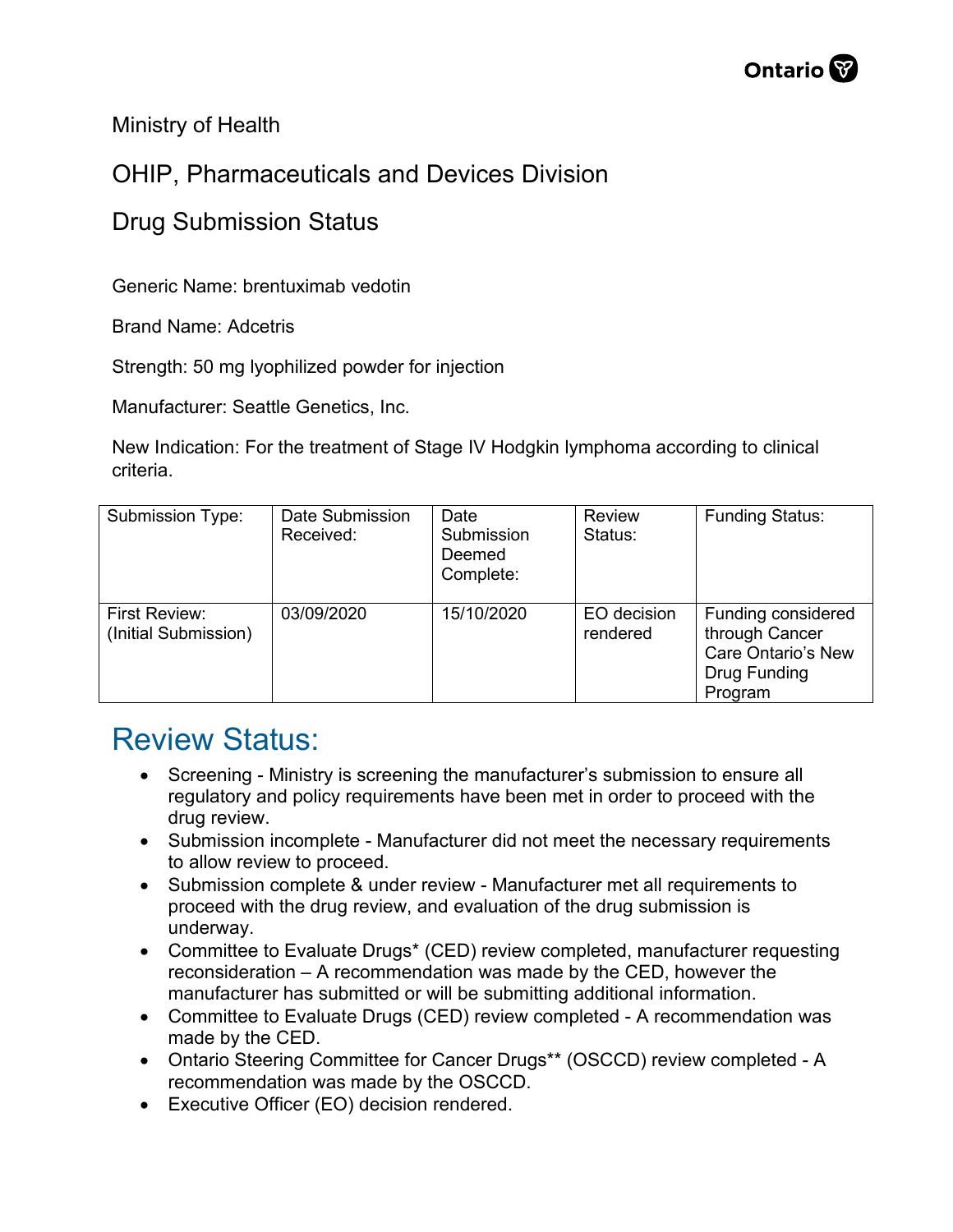Ministry of Health

OHIP, Pharmaceuticals and Devices Division

Drug Submission Status

Generic Name: brentuximab vedotin

Brand Name: Adcetris

Strength: 50 mg lyophilized powder for injection

Manufacturer: Seattle Genetics, Inc.

New Indication: For the treatment of Stage IV Hodgkin lymphoma according to clinical criteria.

| Submission Type: | Date Submission Received: | Date Submission Deemed Complete: | Review Status: | Funding Status: |
|---|---|---|---|---|
| First Review: (Initial Submission) | 03/09/2020 | 15/10/2020 | EO decision rendered | Funding considered through Cancer Care Ontario's New Drug Funding Program |

# Review Status:

- Screening - Ministry is screening the manufacturer's submission to ensure all regulatory and policy requirements have been met in order to proceed with the drug review.
- Submission incomplete - Manufacturer did not meet the necessary requirements to allow review to proceed.
- Submission complete & under review - Manufacturer met all requirements to proceed with the drug review, and evaluation of the drug submission is underway.
- Committee to Evaluate Drugs* (CED) review completed, manufacturer requesting reconsideration – A recommendation was made by the CED, however the manufacturer has submitted or will be submitting additional information.
- Committee to Evaluate Drugs (CED) review completed - A recommendation was made by the CED.
- Ontario Steering Committee for Cancer Drugs** (OSCCD) review completed - A recommendation was made by the OSCCD.
- Executive Officer (EO) decision rendered.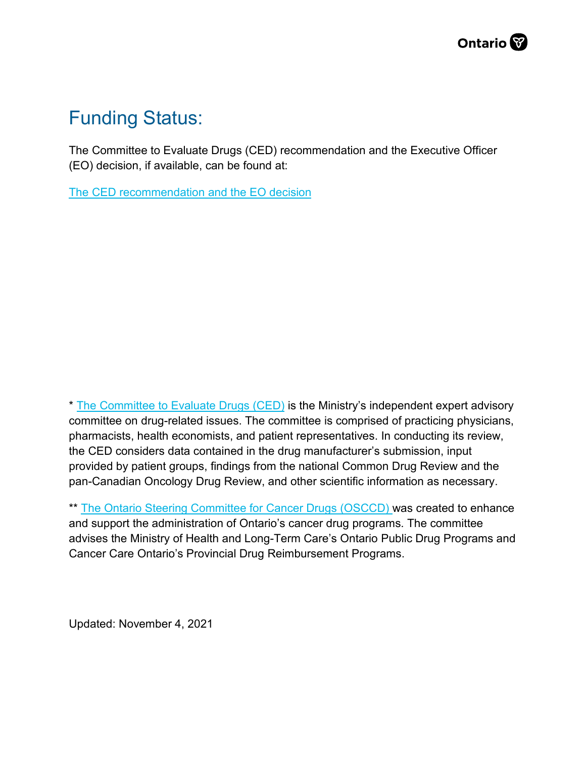## Funding Status:

The Committee to Evaluate Drugs (CED) recommendation and the Executive Officer (EO) decision, if available, can be found at:

The CED recommendation and the EO decision

* The Committee to Evaluate Drugs (CED) is the Ministry's independent expert advisory committee on drug-related issues. The committee is comprised of practicing physicians, pharmacists, health economists, and patient representatives. In conducting its review, the CED considers data contained in the drug manufacturer's submission, input provided by patient groups, findings from the national Common Drug Review and the pan-Canadian Oncology Drug Review, and other scientific information as necessary.

** The Ontario Steering Committee for Cancer Drugs (OSCCD) was created to enhance and support the administration of Ontario's cancer drug programs. The committee advises the Ministry of Health and Long-Term Care's Ontario Public Drug Programs and Cancer Care Ontario's Provincial Drug Reimbursement Programs.

Updated: November 4, 2021